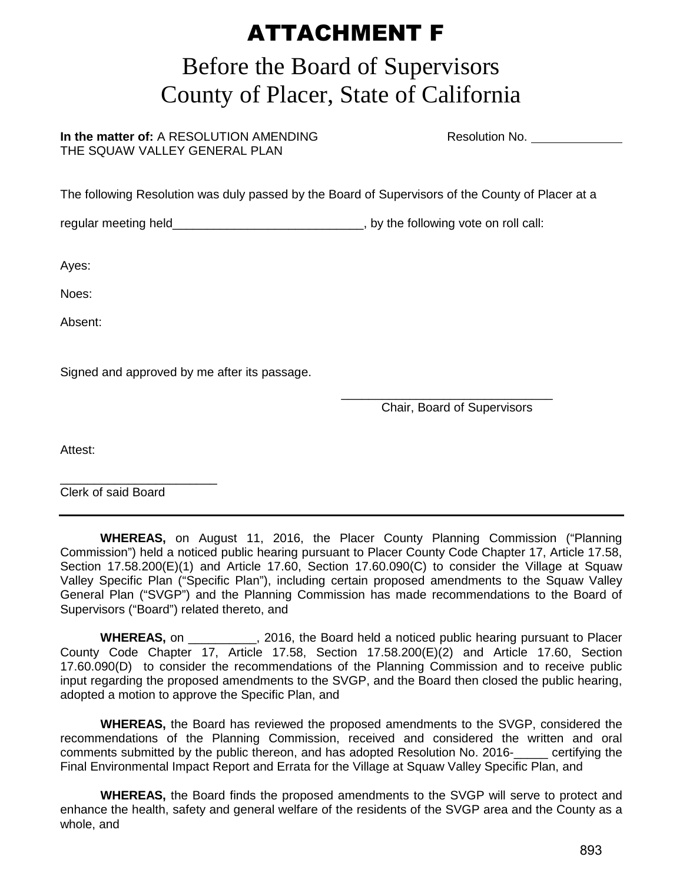# ATTACHMENT F

## Before the Board of Supervisors
## County of Placer, State of California

**In the matter of:** A RESOLUTION AMENDING THE SQUAW VALLEY GENERAL PLAN

Resolution No. ____________

The following Resolution was duly passed by the Board of Supervisors of the County of Placer at a regular meeting held___________________________, by the following vote on roll call:

Ayes:

Noes:

Absent:

Signed and approved by me after its passage.

______________________________
Chair, Board of Supervisors

Attest:

______________________
Clerk of said Board

---

**WHEREAS,** on August 11, 2016, the Placer County Planning Commission ("Planning Commission") held a noticed public hearing pursuant to Placer County Code Chapter 17, Article 17.58, Section 17.58.200(E)(1) and Article 17.60, Section 17.60.090(C) to consider the Village at Squaw Valley Specific Plan ("Specific Plan"), including certain proposed amendments to the Squaw Valley General Plan ("SVGP") and the Planning Commission has made recommendations to the Board of Supervisors ("Board") related thereto, and

**WHEREAS,** on __________, 2016, the Board held a noticed public hearing pursuant to Placer County Code Chapter 17, Article 17.58, Section 17.58.200(E)(2) and Article 17.60, Section 17.60.090(D) to consider the recommendations of the Planning Commission and to receive public input regarding the proposed amendments to the SVGP, and the Board then closed the public hearing, adopted a motion to approve the Specific Plan, and

**WHEREAS,** the Board has reviewed the proposed amendments to the SVGP, considered the recommendations of the Planning Commission, received and considered the written and oral comments submitted by the public thereon, and has adopted Resolution No. 2016-_____ certifying the Final Environmental Impact Report and Errata for the Village at Squaw Valley Specific Plan, and

**WHEREAS,** the Board finds the proposed amendments to the SVGP will serve to protect and enhance the health, safety and general welfare of the residents of the SVGP area and the County as a whole, and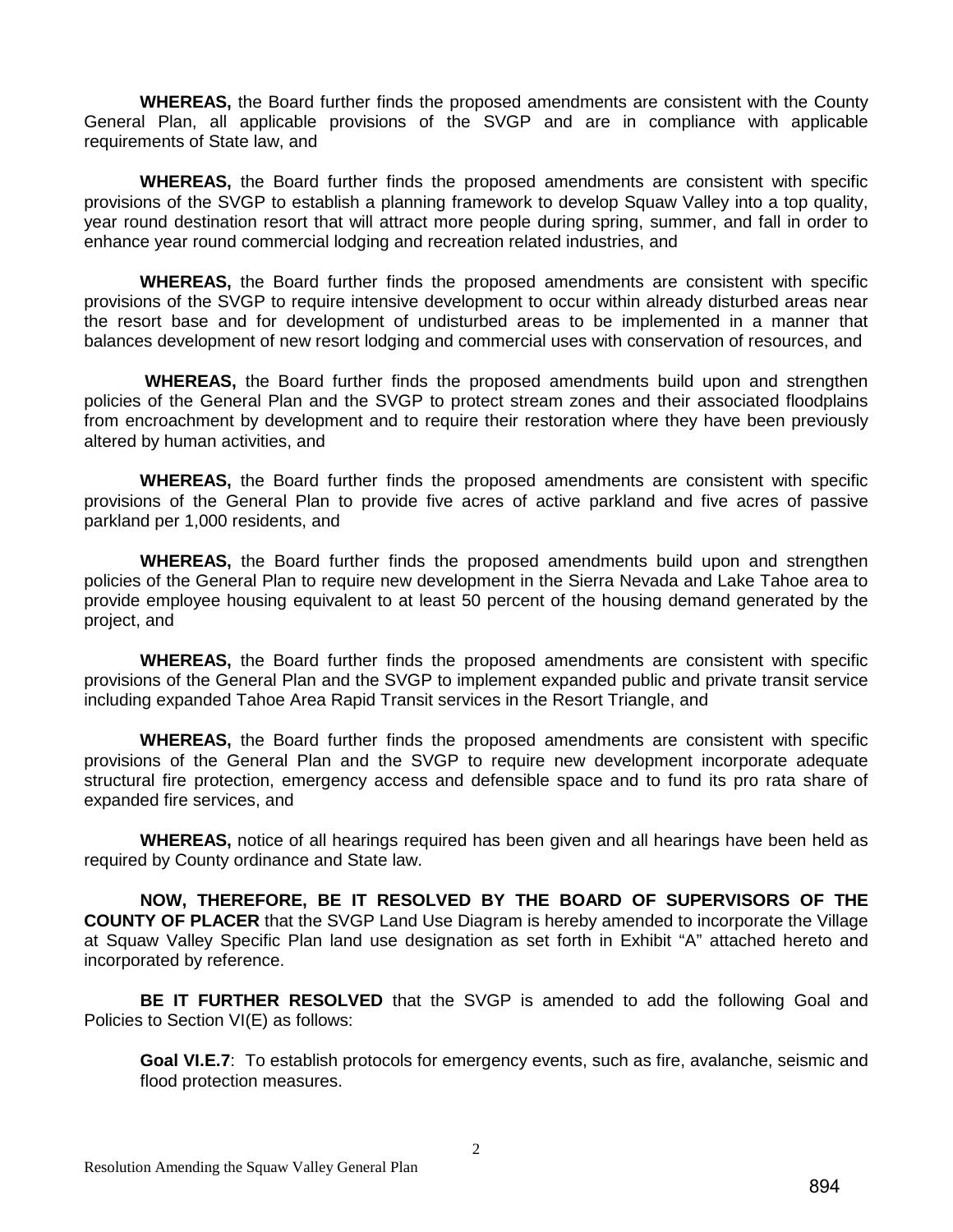**WHEREAS,** the Board further finds the proposed amendments are consistent with the County General Plan, all applicable provisions of the SVGP and are in compliance with applicable requirements of State law, and

**WHEREAS,** the Board further finds the proposed amendments are consistent with specific provisions of the SVGP to establish a planning framework to develop Squaw Valley into a top quality, year round destination resort that will attract more people during spring, summer, and fall in order to enhance year round commercial lodging and recreation related industries, and

**WHEREAS,** the Board further finds the proposed amendments are consistent with specific provisions of the SVGP to require intensive development to occur within already disturbed areas near the resort base and for development of undisturbed areas to be implemented in a manner that balances development of new resort lodging and commercial uses with conservation of resources, and

**WHEREAS,** the Board further finds the proposed amendments build upon and strengthen policies of the General Plan and the SVGP to protect stream zones and their associated floodplains from encroachment by development and to require their restoration where they have been previously altered by human activities, and

**WHEREAS,** the Board further finds the proposed amendments are consistent with specific provisions of the General Plan to provide five acres of active parkland and five acres of passive parkland per 1,000 residents, and

**WHEREAS,** the Board further finds the proposed amendments build upon and strengthen policies of the General Plan to require new development in the Sierra Nevada and Lake Tahoe area to provide employee housing equivalent to at least 50 percent of the housing demand generated by the project, and

**WHEREAS,** the Board further finds the proposed amendments are consistent with specific provisions of the General Plan and the SVGP to implement expanded public and private transit service including expanded Tahoe Area Rapid Transit services in the Resort Triangle, and

**WHEREAS,** the Board further finds the proposed amendments are consistent with specific provisions of the General Plan and the SVGP to require new development incorporate adequate structural fire protection, emergency access and defensible space and to fund its pro rata share of expanded fire services, and

**WHEREAS,** notice of all hearings required has been given and all hearings have been held as required by County ordinance and State law.

**NOW, THEREFORE, BE IT RESOLVED BY THE BOARD OF SUPERVISORS OF THE COUNTY OF PLACER** that the SVGP Land Use Diagram is hereby amended to incorporate the Village at Squaw Valley Specific Plan land use designation as set forth in Exhibit "A" attached hereto and incorporated by reference.

**BE IT FURTHER RESOLVED** that the SVGP is amended to add the following Goal and Policies to Section VI(E) as follows:

**Goal VI.E.7**: To establish protocols for emergency events, such as fire, avalanche, seismic and flood protection measures.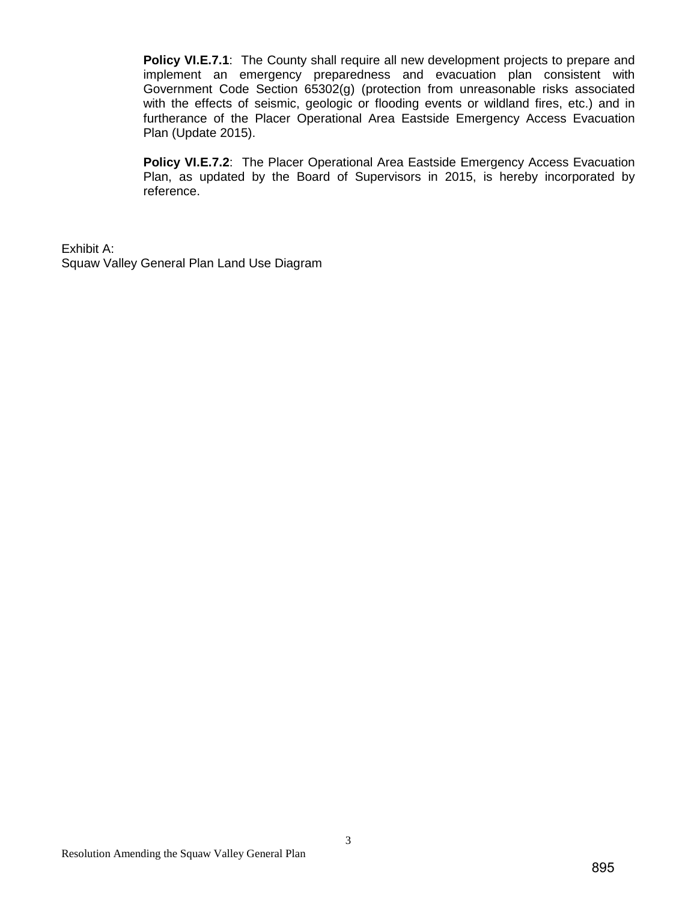**Policy VI.E.7.1**: The County shall require all new development projects to prepare and implement an emergency preparedness and evacuation plan consistent with Government Code Section 65302(g) (protection from unreasonable risks associated with the effects of seismic, geologic or flooding events or wildland fires, etc.) and in furtherance of the Placer Operational Area Eastside Emergency Access Evacuation Plan (Update 2015).

**Policy VI.E.7.2**: The Placer Operational Area Eastside Emergency Access Evacuation Plan, as updated by the Board of Supervisors in 2015, is hereby incorporated by reference.

Exhibit A:
Squaw Valley General Plan Land Use Diagram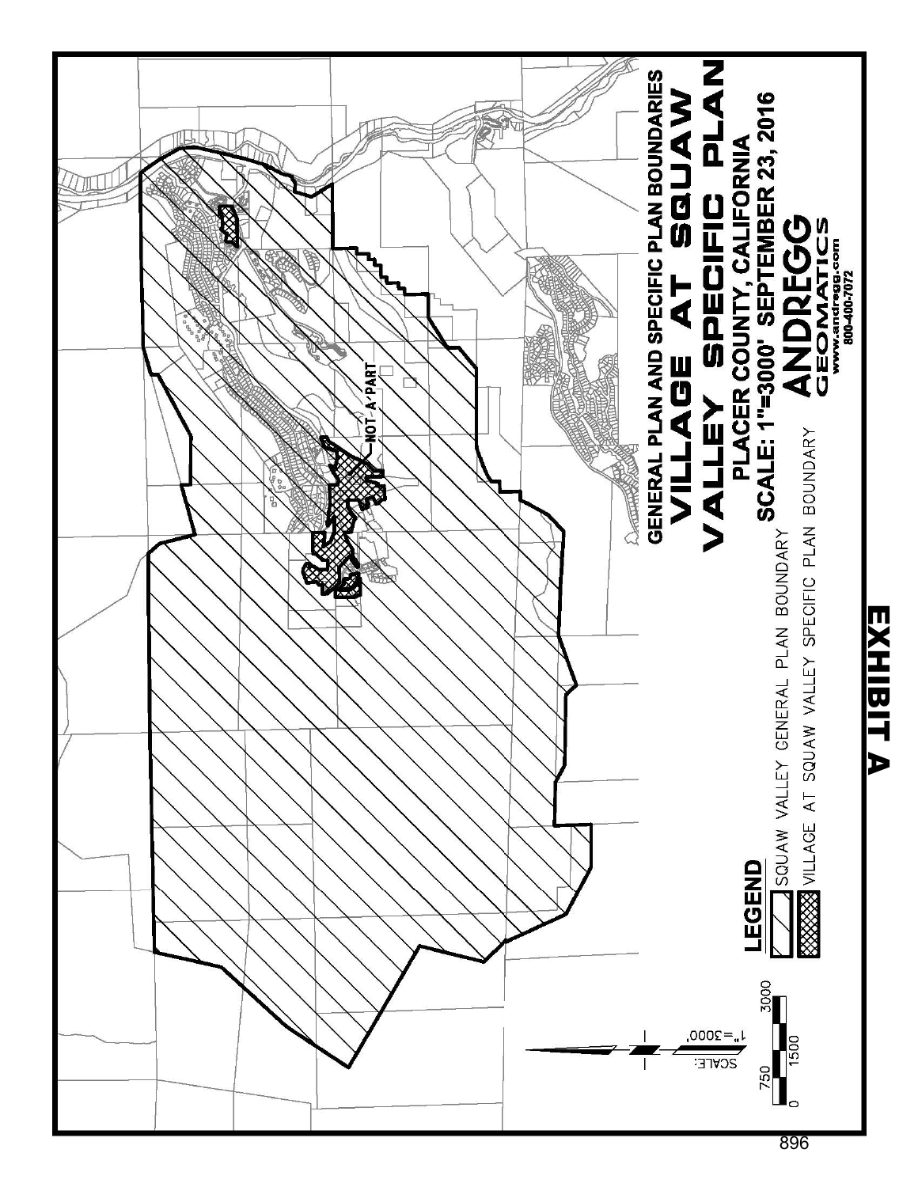# EXHIBIT A

## GENERAL PLAN AND SPECIFIC PLAN BOUNDARIES

# VILLAGE AT SQUAW VALLEY SPECIFIC PLAN

PLACER COUNTY, CALIFORNIA

SCALE: 1"=3000' SEPTEMBER 23, 2016

ANDREGG GEOMATICS
www.andregg.com
800-400-7072

NOT A PART

**LEGEND**

SQUAW VALLEY GENERAL PLAN BOUNDARY

VILLAGE AT SQUAW VALLEY SPECIFIC PLAN BOUNDARY

SCALE: 1"=3000'

0 750 1500 3000